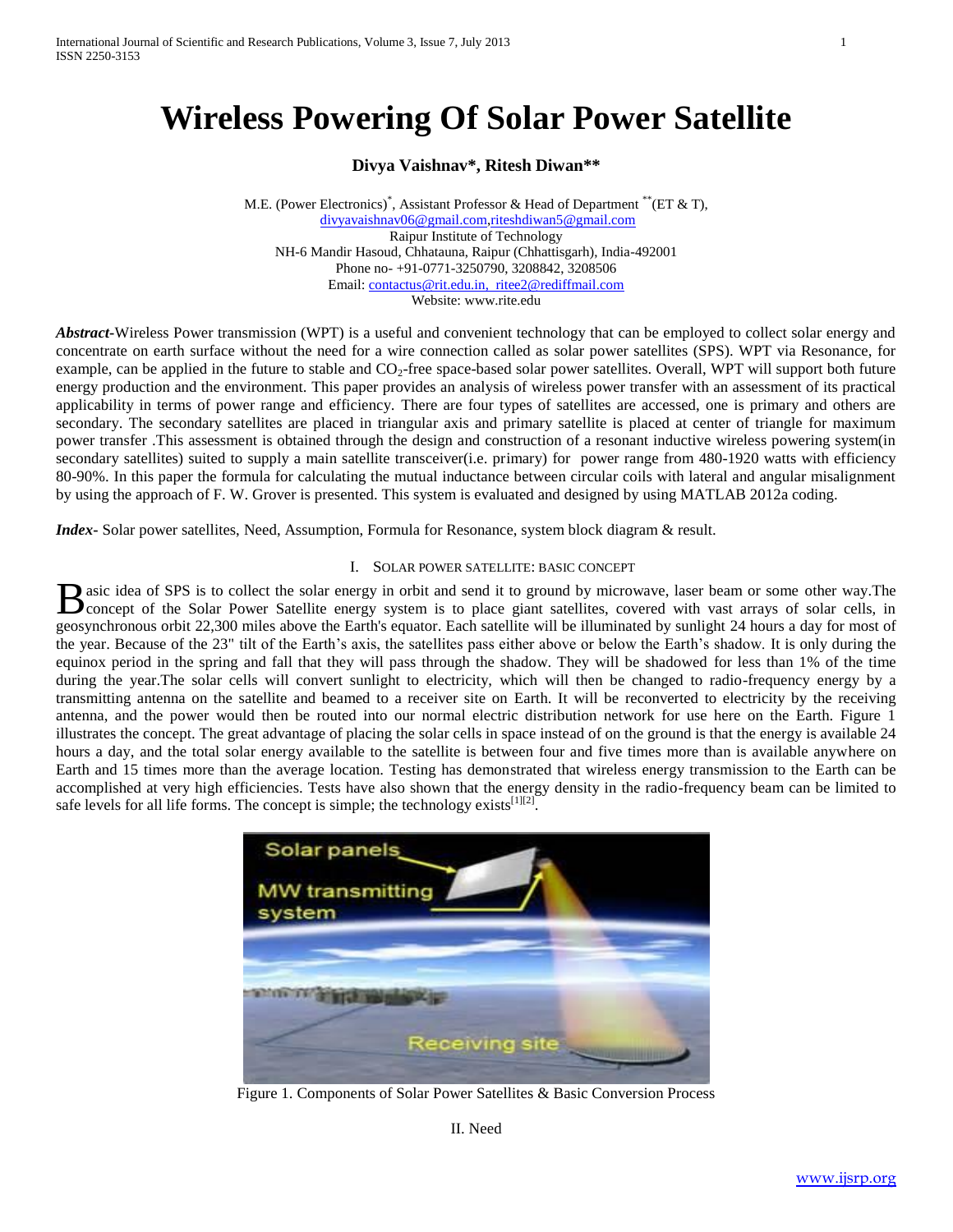# Wireless Powering Of Solar Power Satellite

**Divya Vaishnav\*, Ritesh Diwan\*\***

M.E. (Power Electronics)[*], Assistant Professor & Head of Department [**](ET & T),
divyavaishnav06@gmail.com,riteshdiwan5@gmail.com
Raipur Institute of Technology
NH-6 Mandir Hasoud, Chhatauna, Raipur (Chhattisgarh), India-492001
Phone no- +91-0771-3250790, 3208842, 3208506
Email: contactus@rit.edu.in, ritee2@rediffmail.com
Website: www.rite.edu

***Abstract*-**Wireless Power transmission (WPT) is a useful and convenient technology that can be employed to collect solar energy and concentrate on earth surface without the need for a wire connection called as solar power satellites (SPS). WPT via Resonance, for example, can be applied in the future to stable and $CO_2$-free space-based solar power satellites. Overall, WPT will support both future energy production and the environment. This paper provides an analysis of wireless power transfer with an assessment of its practical applicability in terms of power range and efficiency. There are four types of satellites are accessed, one is primary and others are secondary. The secondary satellites are placed in triangular axis and primary satellite is placed at center of triangle for maximum power transfer .This assessment is obtained through the design and construction of a resonant inductive wireless powering system(in secondary satellites) suited to supply a main satellite transceiver(i.e. primary) for power range from 480-1920 watts with efficiency 80-90%. In this paper the formula for calculating the mutual inductance between circular coils with lateral and angular misalignment by using the approach of F. W. Grover is presented. This system is evaluated and designed by using MATLAB 2012a coding.

***Index-*** Solar power satellites, Need, Assumption, Formula for Resonance, system block diagram & result.

## I. Solar Power Satellite: Basic Concept

Basic idea of SPS is to collect the solar energy in orbit and send it to ground by microwave, laser beam or some other way.The concept of the Solar Power Satellite energy system is to place giant satellites, covered with vast arrays of solar cells, in geosynchronous orbit 22,300 miles above the Earth's equator. Each satellite will be illuminated by sunlight 24 hours a day for most of the year. Because of the 23" tilt of the Earth's axis, the satellites pass either above or below the Earth's shadow. It is only during the equinox period in the spring and fall that they will pass through the shadow. They will be shadowed for less than 1% of the time during the year.The solar cells will convert sunlight to electricity, which will then be changed to radio-frequency energy by a transmitting antenna on the satellite and beamed to a receiver site on Earth. It will be reconverted to electricity by the receiving antenna, and the power would then be routed into our normal electric distribution network for use here on the Earth. Figure 1 illustrates the concept. The great advantage of placing the solar cells in space instead of on the ground is that the energy is available 24 hours a day, and the total solar energy available to the satellite is between four and five times more than is available anywhere on Earth and 15 times more than the average location. Testing has demonstrated that wireless energy transmission to the Earth can be accomplished at very high efficiencies. Tests have also shown that the energy density in the radio-frequency beam can be limited to safe levels for all life forms. The concept is simple; the technology exists[1][2].

Figure 1. Components of Solar Power Satellites & Basic Conversion Process

## II. Need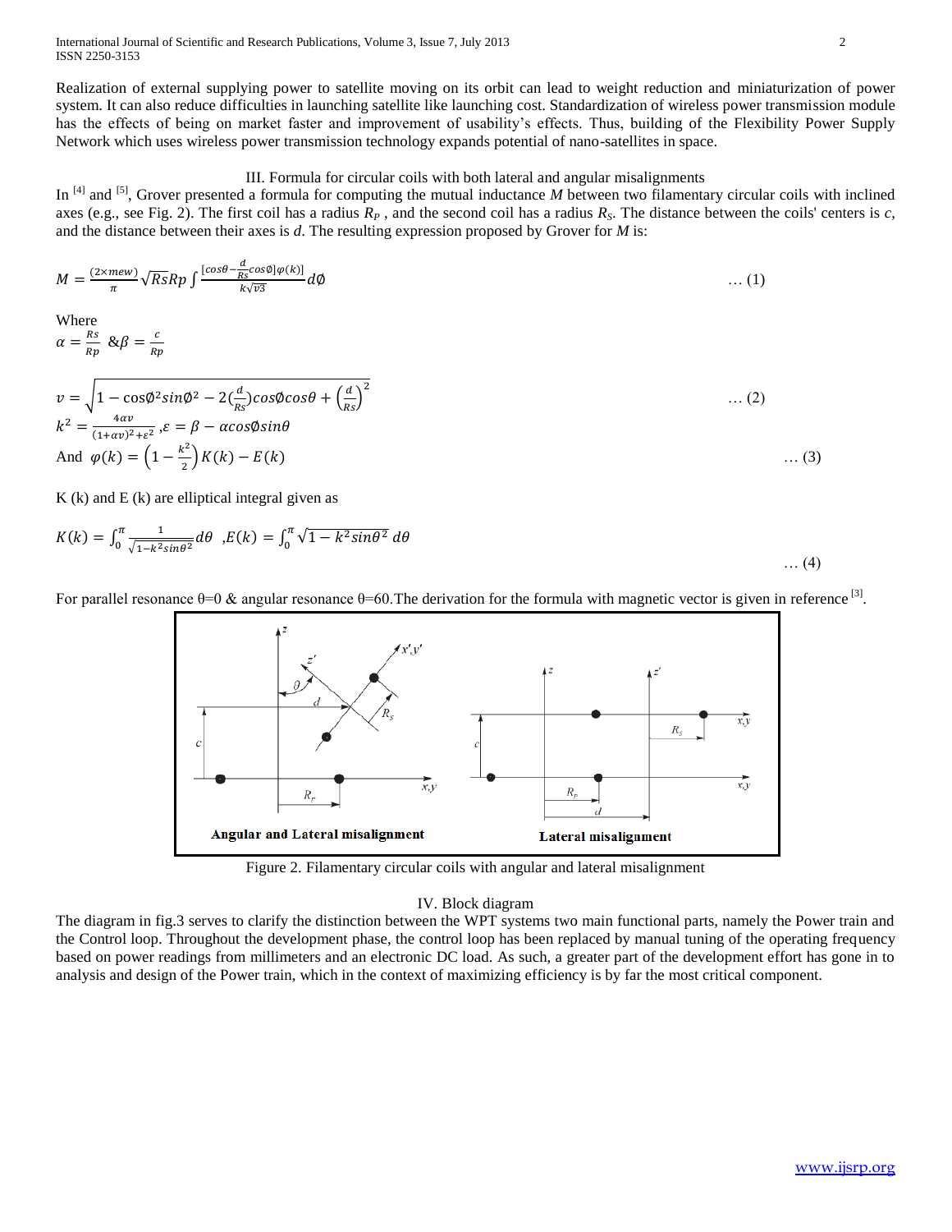Realization of external supplying power to satellite moving on its orbit can lead to weight reduction and miniaturization of power system. It can also reduce difficulties in launching satellite like launching cost. Standardization of wireless power transmission module has the effects of being on market faster and improvement of usability's effects. Thus, building of the Flexibility Power Supply Network which uses wireless power transmission technology expands potential of nano-satellites in space.

## III. Formula for circular coils with both lateral and angular misalignments

In [4] and [5], Grover presented a formula for computing the mutual inductance $M$ between two filamentary circular coils with inclined axes (e.g., see Fig. 2). The first coil has a radius $R_P$ , and the second coil has a radius $R_S$. The distance between the coils' centers is $c$, and the distance between their axes is $d$. The resulting expression proposed by Grover for $M$ is:

$$M = \frac{(2\times mew)}{\pi}\sqrt{RsRp}\int \frac{[cos\theta - \frac{d}{Rs}cos\emptyset]\varphi(k)]}{k\sqrt{v3}}d\emptyset \quad \dots (1)$$

Where

$\alpha = \frac{Rs}{Rp}$ & $\beta = \frac{c}{Rp}$

$$v = \sqrt{1 - \cos\emptyset^2 sin\emptyset^2 - 2(\frac{d}{Rs})cos\emptyset cos\theta + \left(\frac{d}{Rs}\right)^2} \quad \dots (2)$$

$k^2 = \frac{4\alpha v}{(1+\alpha v)^2 + \varepsilon^2}$ ,$\varepsilon = \beta - \alpha cos\emptyset sin\theta$

And $\varphi(k) = \left(1 - \frac{k^2}{2}\right)K(k) - E(k)$ $\quad \dots (3)$

K (k) and E (k) are elliptical integral given as

$$K(k) = \int_0^{\pi}\frac{1}{\sqrt{1-k^2sin\theta^2}}d\theta \ ,E(k) = \int_0^{\pi}\sqrt{1-k^2sin\theta^2}\,d\theta \quad \dots (4)$$

For parallel resonance θ=0 & angular resonance θ=60.The derivation for the formula with magnetic vector is given in reference [3].

Figure 2. Filamentary circular coils with angular and lateral misalignment

## IV. Block diagram

The diagram in fig.3 serves to clarify the distinction between the WPT systems two main functional parts, namely the Power train and the Control loop. Throughout the development phase, the control loop has been replaced by manual tuning of the operating frequency based on power readings from millimeters and an electronic DC load. As such, a greater part of the development effort has gone in to analysis and design of the Power train, which in the context of maximizing efficiency is by far the most critical component.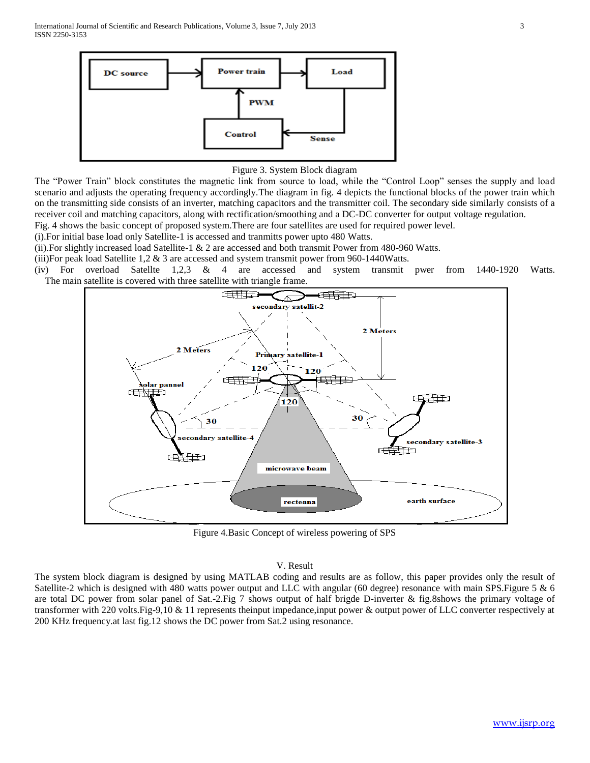Figure 3. System Block diagram

The "Power Train" block constitutes the magnetic link from source to load, while the "Control Loop" senses the supply and load scenario and adjusts the operating frequency accordingly.The diagram in fig. 4 depicts the functional blocks of the power train which on the transmitting side consists of an inverter, matching capacitors and the transmitter coil. The secondary side similarly consists of a receiver coil and matching capacitors, along with rectification/smoothing and a DC-DC converter for output voltage regulation.

Fig. 4 shows the basic concept of proposed system.There are four satellites are used for required power level.

(i).For initial base load only Satellite-1 is accessed and tranmitts power upto 480 Watts.

(ii).For slightly increased load Satellite-1 & 2 are accessed and both transmit Power from 480-960 Watts.

(iii)For peak load Satellite 1,2 & 3 are accessed and system transmit power from 960-1440Watts.

(iv) For overload Satellte 1,2,3 & 4 are accessed and system transmit pwer from 1440-1920 Watts. The main satellite is covered with three satellite with triangle frame.

Figure 4.Basic Concept of wireless powering of SPS

## V. Result

The system block diagram is designed by using MATLAB coding and results are as follow, this paper provides only the result of Satellite-2 which is designed with 480 watts power output and LLC with angular (60 degree) resonance with main SPS.Figure 5 & 6 are total DC power from solar panel of Sat.-2.Fig 7 shows output of half brigde D-inverter & fig.8shows the primary voltage of transformer with 220 volts.Fig-9,10 & 11 represents theinput impedance,input power & output power of LLC converter respectively at 200 KHz frequency.at last fig.12 shows the DC power from Sat.2 using resonance.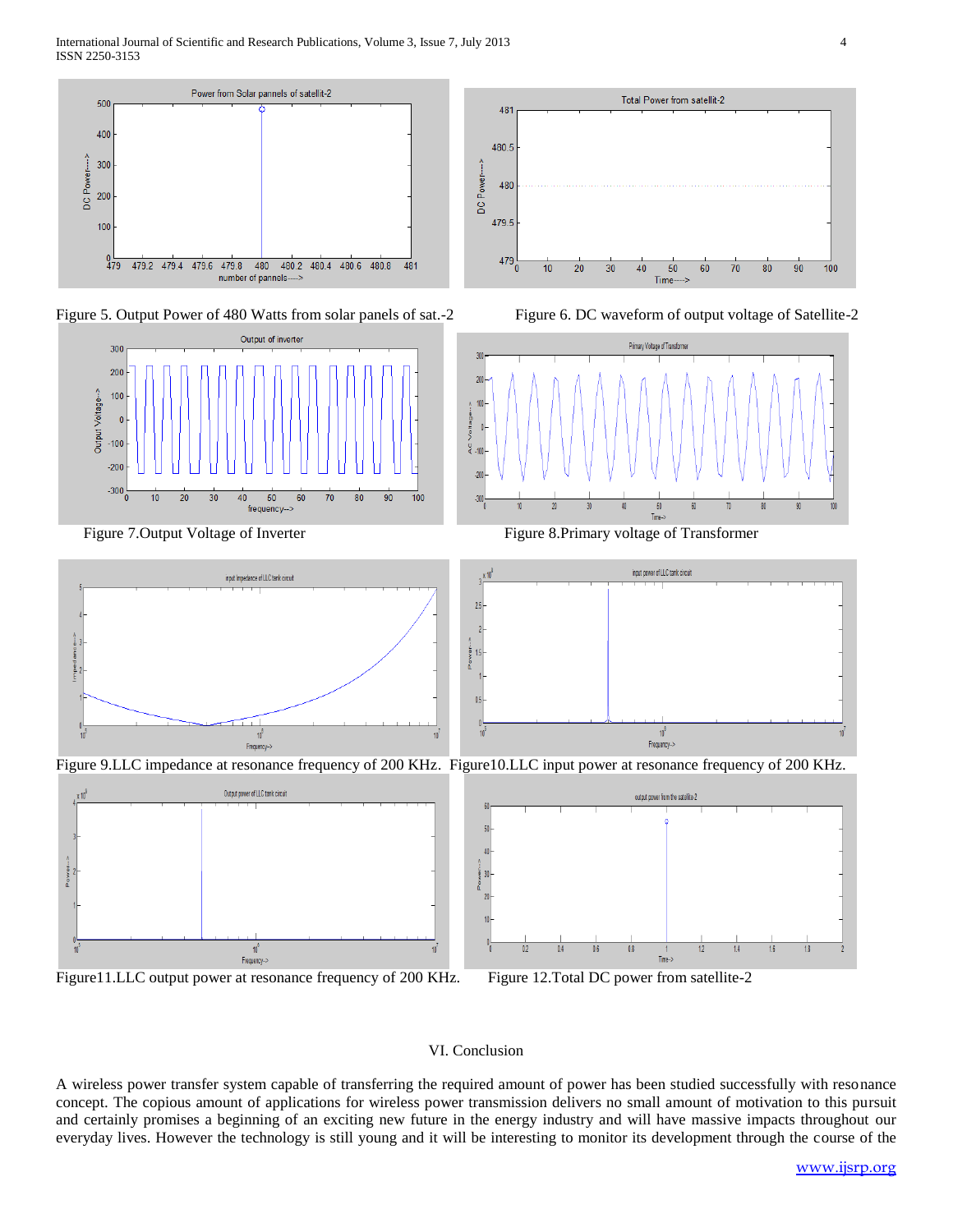Figure 5. Output Power of 480 Watts from solar panels of sat.-2

Figure 6. DC waveform of output voltage of Satellite-2

Figure 7.Output Voltage of Inverter

Figure 8.Primary voltage of Transformer

Figure 9.LLC impedance at resonance frequency of 200 KHz.

Figure10.LLC input power at resonance frequency of 200 KHz.

Figure11.LLC output power at resonance frequency of 200 KHz.

Figure 12.Total DC power from satellite-2

## VI. Conclusion

A wireless power transfer system capable of transferring the required amount of power has been studied successfully with resonance concept. The copious amount of applications for wireless power transmission delivers no small amount of motivation to this pursuit and certainly promises a beginning of an exciting new future in the energy industry and will have massive impacts throughout our everyday lives. However the technology is still young and it will be interesting to monitor its development through the course of the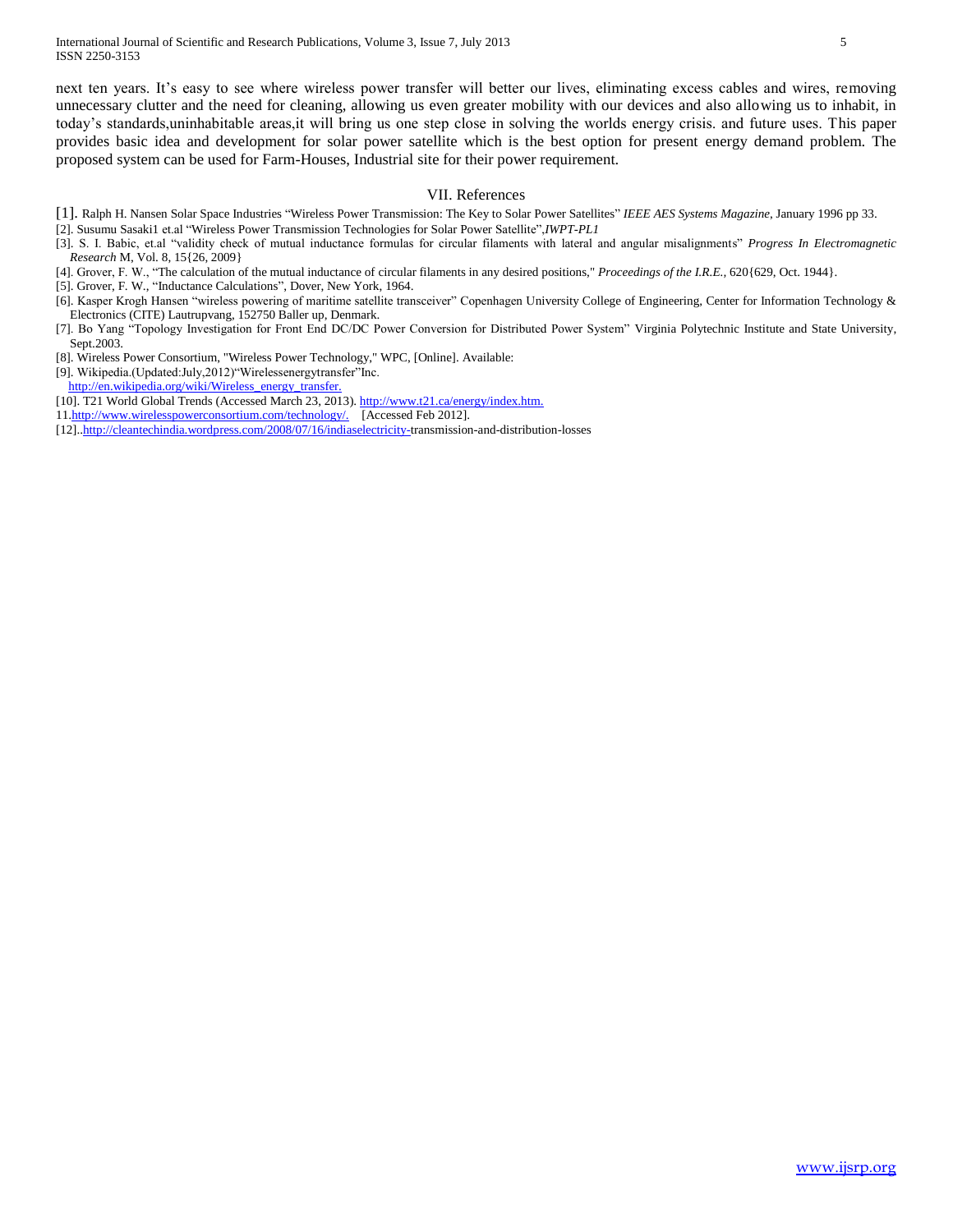next ten years. It's easy to see where wireless power transfer will better our lives, eliminating excess cables and wires, removing unnecessary clutter and the need for cleaning, allowing us even greater mobility with our devices and also allowing us to inhabit, in today's standards,uninhabitable areas,it will bring us one step close in solving the worlds energy crisis. and future uses. This paper provides basic idea and development for solar power satellite which is the best option for present energy demand problem. The proposed system can be used for Farm-Houses, Industrial site for their power requirement.

## VII. References

[1]. Ralph H. Nansen Solar Space Industries "Wireless Power Transmission: The Key to Solar Power Satellites" *IEEE AES Systems Magazine*, January 1996 pp 33.

[2]. Susumu Sasaki1 et.al "Wireless Power Transmission Technologies for Solar Power Satellite",*IWPT-PL1*

[3]. S. I. Babic, et.al "validity check of mutual inductance formulas for circular filaments with lateral and angular misalignments" *Progress In Electromagnetic Research* M, Vol. 8, 15{26, 2009}

[4]. Grover, F. W., "The calculation of the mutual inductance of circular filaments in any desired positions," *Proceedings of the I.R.E.*, 620{629, Oct. 1944}.

[5]. Grover, F. W., "Inductance Calculations", Dover, New York, 1964.

[6]. Kasper Krogh Hansen "wireless powering of maritime satellite transceiver" Copenhagen University College of Engineering, Center for Information Technology & Electronics (CITE) Lautrupvang, 152750 Baller up, Denmark.

[7]. Bo Yang "Topology Investigation for Front End DC/DC Power Conversion for Distributed Power System" Virginia Polytechnic Institute and State University, Sept.2003.

[8]. Wireless Power Consortium, "Wireless Power Technology," WPC, [Online]. Available:

[9]. Wikipedia.(Updated:July,2012)"Wirelessenergytransfer"Inc. http://en.wikipedia.org/wiki/Wireless_energy_transfer.

[10]. T21 World Global Trends (Accessed March 23, 2013). http://www.t21.ca/energy/index.htm.

11.http://www.wirelesspowerconsortium.com/technology/. [Accessed Feb 2012].

[12]..http://cleantechindia.wordpress.com/2008/07/16/indiaselectricity-transmission-and-distribution-losses